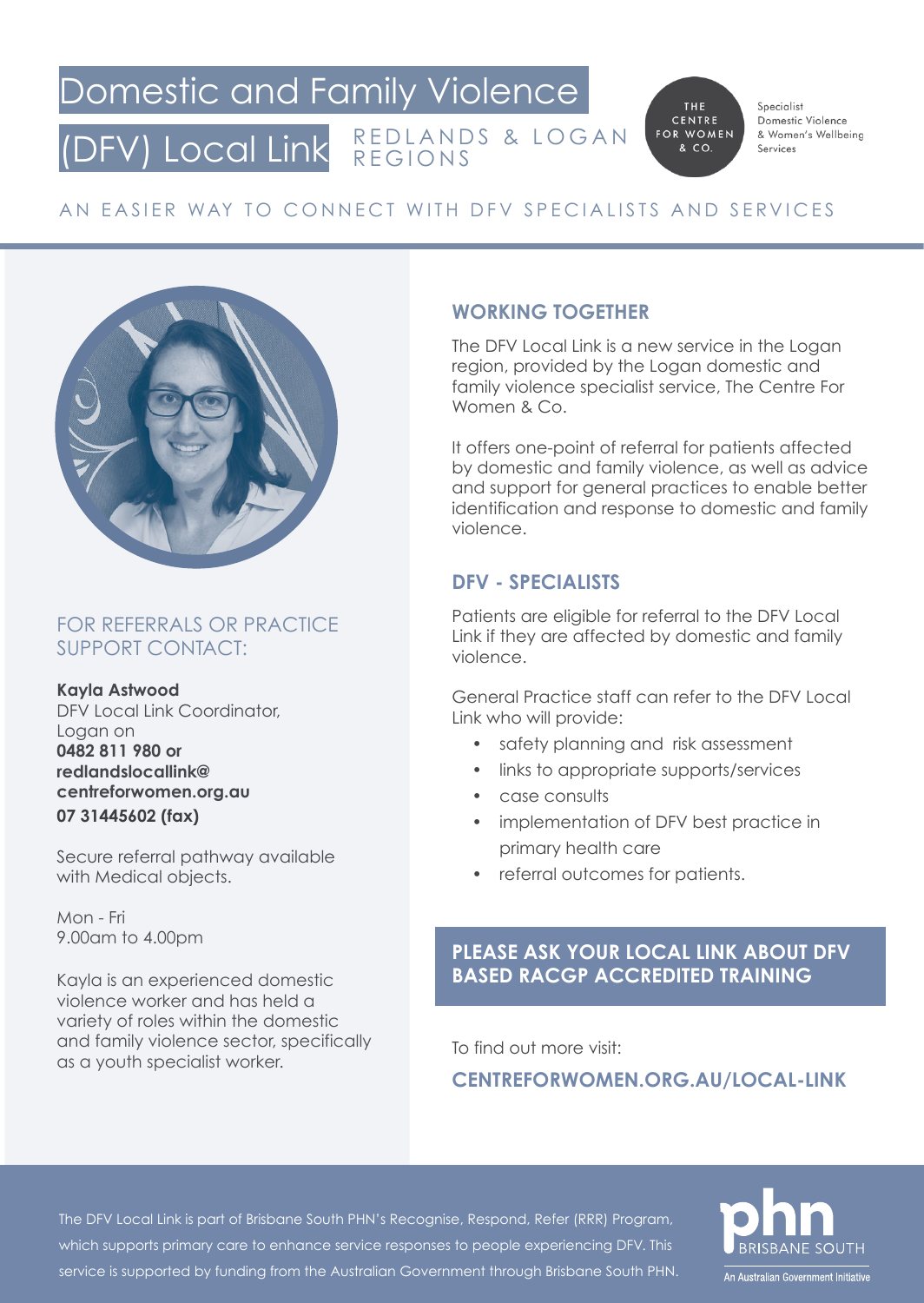# Domestic and Family Violence (DFV) Local Link

REDLANDS & LOGAN REGIONS

THE CENTRE FOR WOMEN & CO.

Specialist Domestic Violence & Women's Wellbeing Services

AN EASIER WAY TO CONNECT WITH DFV SPECIALISTS AND SERVICES

## FOR REFERRALS OR PRACTICE SUPPORT CONTACT:

**Kayla Astwood**
DFV Local Link Coordinator, Logan on
**0482 811 980 or**
**redlandslocallink@centreforwomen.org.au**
**07 31445602 (fax)**

Secure referral pathway available with Medical objects.

Mon - Fri
9.00am to 4.00pm

Kayla is an experienced domestic violence worker and has held a variety of roles within the domestic and family violence sector, specifically as a youth specialist worker.

## WORKING TOGETHER

The DFV Local Link is a new service in the Logan region, provided by the Logan domestic and family violence specialist service, The Centre For Women & Co.

It offers one-point of referral for patients affected by domestic and family violence, as well as advice and support for general practices to enable better identification and response to domestic and family violence.

## DFV - SPECIALISTS

Patients are eligible for referral to the DFV Local Link if they are affected by domestic and family violence.

General Practice staff can refer to the DFV Local Link who will provide:

- safety planning and risk assessment
- links to appropriate supports/services
- case consults
- implementation of DFV best practice in primary health care
- referral outcomes for patients.

**PLEASE ASK YOUR LOCAL LINK ABOUT DFV BASED RACGP ACCREDITED TRAINING**

To find out more visit:

**CENTREFORWOMEN.ORG.AU/LOCAL-LINK**

The DFV Local Link is part of Brisbane South PHN's Recognise, Respond, Refer (RRR) Program, which supports primary care to enhance service responses to people experiencing DFV. This service is supported by funding from the Australian Government through Brisbane South PHN.

phn BRISBANE SOUTH
An Australian Government Initiative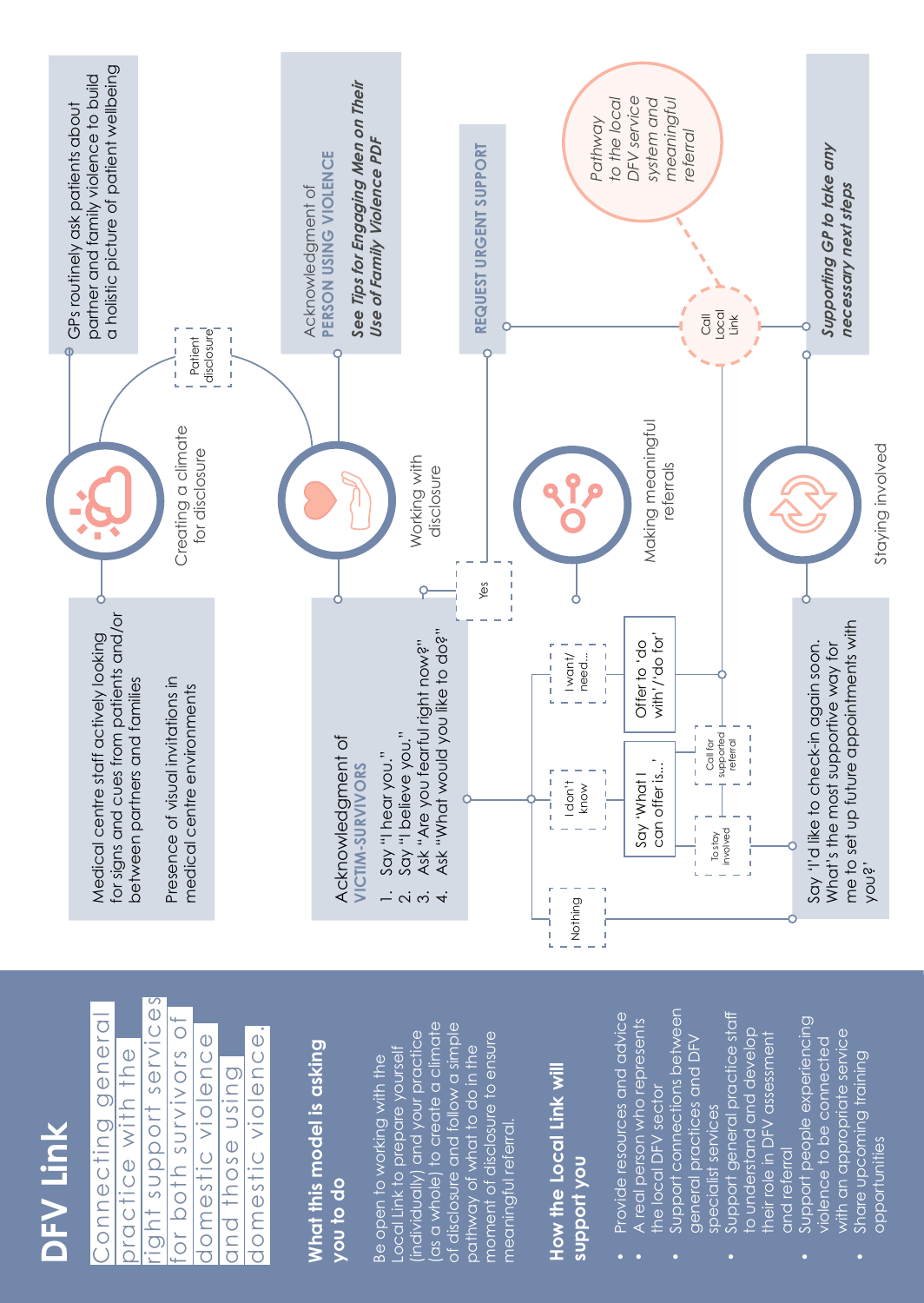# DFV Link

Connecting general practice with the right support services for both survivors of domestic violence and those using domestic violence.

## What this model is asking you to do

Be open to working with the Local Link to prepare yourself (individually) and your practice (as a whole) to create a climate of disclosure and follow a simple pathway of what to do in the moment of disclosure to ensure meaningful referral.

## How the Local Link will support you

- Provide resources and advice
- A real person who represents the local DFV sector
- Support connections between general practices and DFV specialist services
- Support general practice staff to understand and develop their role in DFV assessment and referral
- Support people experiencing violence to be connected with an appropriate service
- Share upcoming training opportunities

---

GPs routinely ask patients about partner and family violence to build a holistic picture of patient wellbeing

Creating a climate for disclosure

Medical centre staff actively looking for signs and cues from patients and/or between partners and families

Presence of visual invitations in medical centre environments

Patient disclosure

Working with disclosure

Acknowledgment of **PERSON USING VIOLENCE**

***See Tips for Engaging Men on Their Use of Family Violence PDF***

Acknowledgment of **VICTIM-SURVIVORS**

1. Say "I hear you."
2. Say "I believe you."
3. Ask "Are you fearful right now?"
4. Ask "What would you like to do?"

Yes

**REQUEST URGENT SUPPORT**

Making meaningful referrals

Nothing

I don't know

I want/need...

Say 'What I can offer is...'

Offer to 'do with'/'do for'

To stay involved

Call for supported referral

Call Local Link

Pathway to the local DFV service system and meaningful referral

Staying involved

Say "I'd like to check-in again soon. What's the most supportive way for me to set up future appointments with you?"

***Supporting GP to take any necessary next steps***